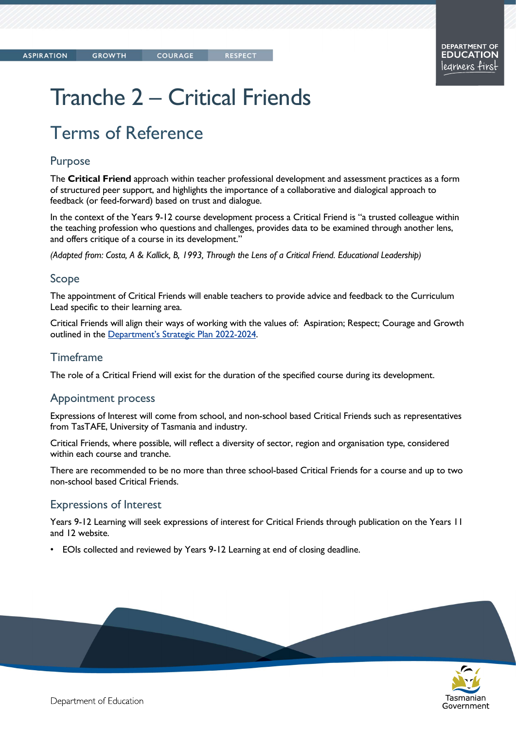# Tranche 2 – Critical Friends

## Terms of Reference

### Purpose

The **Critical Friend** approach within teacher professional development and assessment practices as a form of structured peer support, and highlights the importance of a collaborative and dialogical approach to feedback (or feed-forward) based on trust and dialogue.

In the context of the Years 9-12 course development process a Critical Friend is "a trusted colleague within the teaching profession who questions and challenges, provides data to be examined through another lens, and offers critique of a course in its development."

*(Adapted from: Costa, A & Kallick, B, 1993, Through the Lens of a Critical Friend. Educational Leadership)*

### Scope

The appointment of Critical Friends will enable teachers to provide advice and feedback to the Curriculum Lead specific to their learning area.

Critical Friends will align their ways of working with the values of: Aspiration; Respect; Courage and Growth outlined in the Department's Strategic Plan 2022-2024.

### Timeframe

The role of a Critical Friend will exist for the duration of the specified course during its development.

### Appointment process

Expressions of Interest will come from school, and non-school based Critical Friends such as representatives from TasTAFE, University of Tasmania and industry.

Critical Friends, where possible, will reflect a diversity of sector, region and organisation type, considered within each course and tranche.

There are recommended to be no more than three school-based Critical Friends for a course and up to two non-school based Critical Friends.

### Expressions of Interest

Years 9-12 Learning will seek expressions of interest for Critical Friends through publication on the Years 11 and 12 website.

- EOIs collected and reviewed by Years 9-12 Learning at end of closing deadline.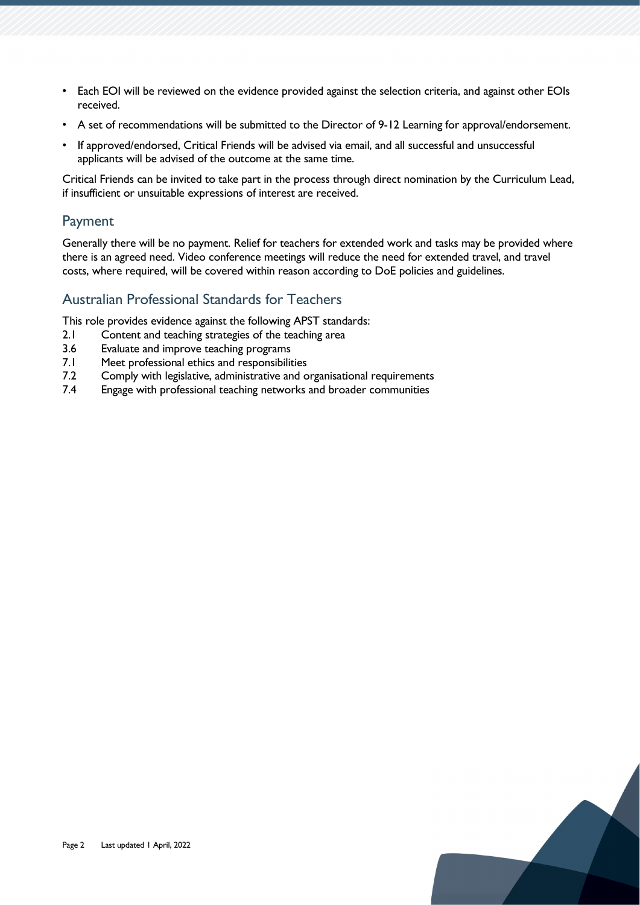- Each EOI will be reviewed on the evidence provided against the selection criteria, and against other EOIs received.
- A set of recommendations will be submitted to the Director of 9-12 Learning for approval/endorsement.
- If approved/endorsed, Critical Friends will be advised via email, and all successful and unsuccessful applicants will be advised of the outcome at the same time.

Critical Friends can be invited to take part in the process through direct nomination by the Curriculum Lead, if insufficient or unsuitable expressions of interest are received.

## Payment

Generally there will be no payment. Relief for teachers for extended work and tasks may be provided where there is an agreed need. Video conference meetings will reduce the need for extended travel, and travel costs, where required, will be covered within reason according to DoE policies and guidelines.

## Australian Professional Standards for Teachers

This role provides evidence against the following APST standards:

2.1 Content and teaching strategies of the teaching area
3.6 Evaluate and improve teaching programs
7.1 Meet professional ethics and responsibilities
7.2 Comply with legislative, administrative and organisational requirements
7.4 Engage with professional teaching networks and broader communities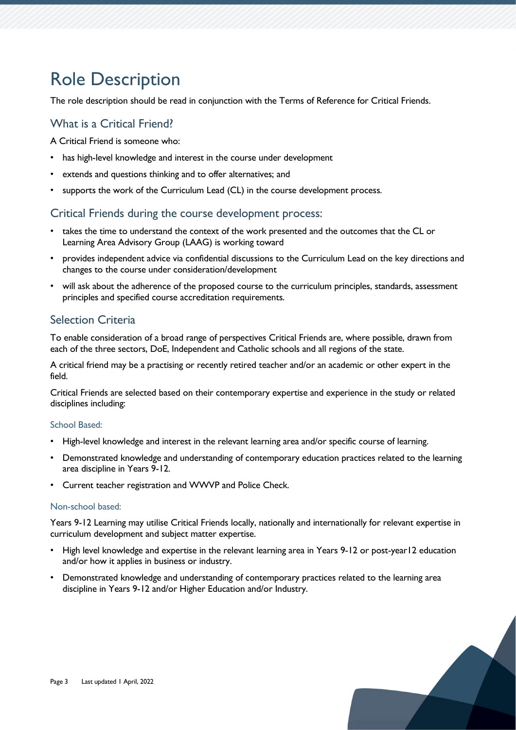# Role Description

The role description should be read in conjunction with the Terms of Reference for Critical Friends.

## What is a Critical Friend?

A Critical Friend is someone who:

- has high-level knowledge and interest in the course under development
- extends and questions thinking and to offer alternatives; and
- supports the work of the Curriculum Lead (CL) in the course development process.

## Critical Friends during the course development process:

- takes the time to understand the context of the work presented and the outcomes that the CL or Learning Area Advisory Group (LAAG) is working toward
- provides independent advice via confidential discussions to the Curriculum Lead on the key directions and changes to the course under consideration/development
- will ask about the adherence of the proposed course to the curriculum principles, standards, assessment principles and specified course accreditation requirements.

## Selection Criteria

To enable consideration of a broad range of perspectives Critical Friends are, where possible, drawn from each of the three sectors, DoE, Independent and Catholic schools and all regions of the state.

A critical friend may be a practising or recently retired teacher and/or an academic or other expert in the field.

Critical Friends are selected based on their contemporary expertise and experience in the study or related disciplines including:

### School Based:

- High-level knowledge and interest in the relevant learning area and/or specific course of learning.
- Demonstrated knowledge and understanding of contemporary education practices related to the learning area discipline in Years 9-12.
- Current teacher registration and WWVP and Police Check.

### Non-school based:

Years 9-12 Learning may utilise Critical Friends locally, nationally and internationally for relevant expertise in curriculum development and subject matter expertise.

- High level knowledge and expertise in the relevant learning area in Years 9-12 or post-year12 education and/or how it applies in business or industry.
- Demonstrated knowledge and understanding of contemporary practices related to the learning area discipline in Years 9-12 and/or Higher Education and/or Industry.